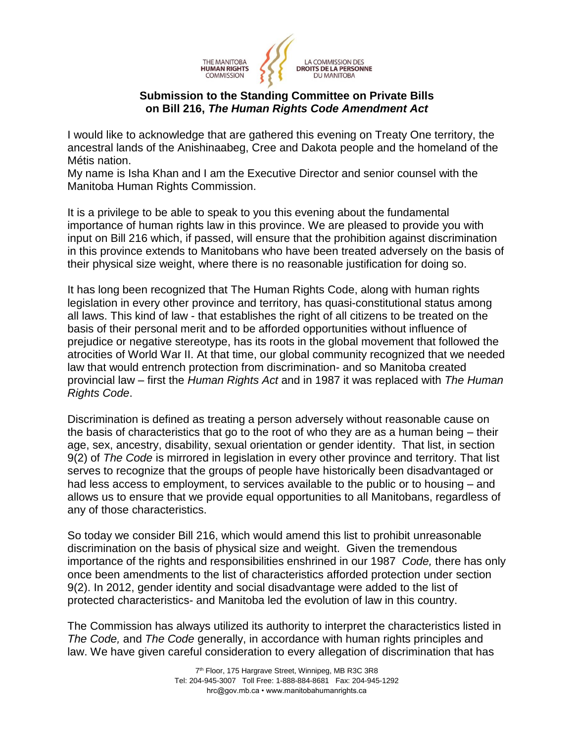THE MANITOBA **HUMAN RIGHTS** COMMISSION

LA COMMISSION DES **DROITS DE LA PERSONNE** DU MANITOBA

## Submission to the Standing Committee on Private Bills on Bill 216, *The Human Rights Code Amendment Act*

I would like to acknowledge that are gathered this evening on Treaty One territory, the ancestral lands of the Anishinaabeg, Cree and Dakota people and the homeland of the Métis nation.
My name is Isha Khan and I am the Executive Director and senior counsel with the Manitoba Human Rights Commission.

It is a privilege to be able to speak to you this evening about the fundamental importance of human rights law in this province. We are pleased to provide you with input on Bill 216 which, if passed, will ensure that the prohibition against discrimination in this province extends to Manitobans who have been treated adversely on the basis of their physical size weight, where there is no reasonable justification for doing so.

It has long been recognized that The Human Rights Code, along with human rights legislation in every other province and territory, has quasi-constitutional status among all laws. This kind of law - that establishes the right of all citizens to be treated on the basis of their personal merit and to be afforded opportunities without influence of prejudice or negative stereotype, has its roots in the global movement that followed the atrocities of World War II. At that time, our global community recognized that we needed law that would entrench protection from discrimination- and so Manitoba created provincial law – first the *Human Rights Act* and in 1987 it was replaced with *The Human Rights Code*.

Discrimination is defined as treating a person adversely without reasonable cause on the basis of characteristics that go to the root of who they are as a human being – their age, sex, ancestry, disability, sexual orientation or gender identity. That list, in section 9(2) of *The Code* is mirrored in legislation in every other province and territory. That list serves to recognize that the groups of people have historically been disadvantaged or had less access to employment, to services available to the public or to housing – and allows us to ensure that we provide equal opportunities to all Manitobans, regardless of any of those characteristics.

So today we consider Bill 216, which would amend this list to prohibit unreasonable discrimination on the basis of physical size and weight. Given the tremendous importance of the rights and responsibilities enshrined in our 1987 *Code,* there has only once been amendments to the list of characteristics afforded protection under section 9(2). In 2012, gender identity and social disadvantage were added to the list of protected characteristics- and Manitoba led the evolution of law in this country.

The Commission has always utilized its authority to interpret the characteristics listed in *The Code,* and *The Code* generally, in accordance with human rights principles and law. We have given careful consideration to every allegation of discrimination that has

7th Floor, 175 Hargrave Street, Winnipeg, MB R3C 3R8
Tel: 204-945-3007 Toll Free: 1-888-884-8681 Fax: 204-945-1292
hrc@gov.mb.ca • www.manitobahumanrights.ca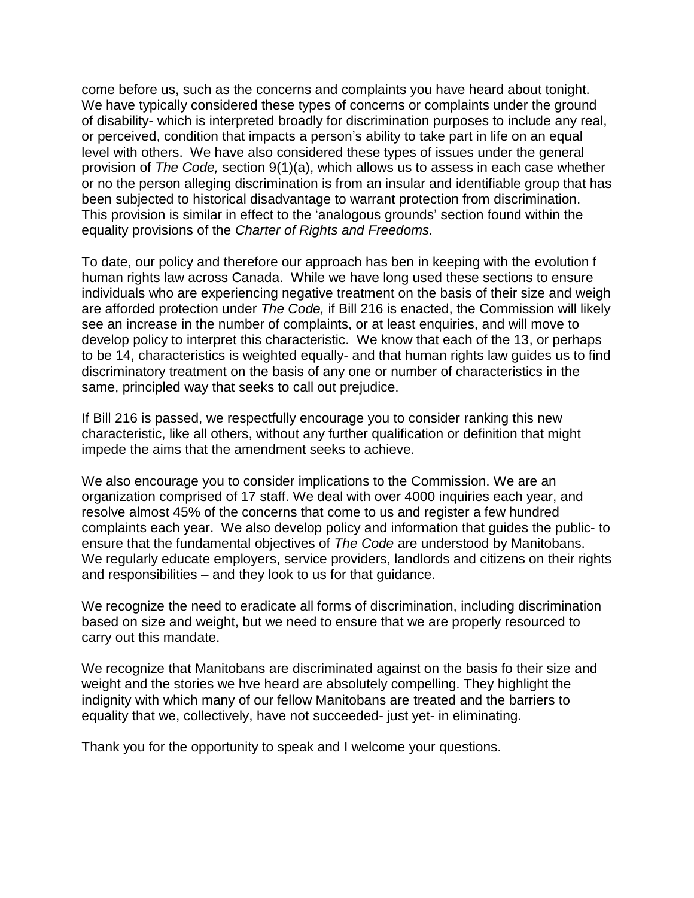come before us, such as the concerns and complaints you have heard about tonight. We have typically considered these types of concerns or complaints under the ground of disability- which is interpreted broadly for discrimination purposes to include any real, or perceived, condition that impacts a person's ability to take part in life on an equal level with others. We have also considered these types of issues under the general provision of *The Code,* section 9(1)(a), which allows us to assess in each case whether or no the person alleging discrimination is from an insular and identifiable group that has been subjected to historical disadvantage to warrant protection from discrimination. This provision is similar in effect to the 'analogous grounds' section found within the equality provisions of the *Charter of Rights and Freedoms.*

To date, our policy and therefore our approach has ben in keeping with the evolution f human rights law across Canada. While we have long used these sections to ensure individuals who are experiencing negative treatment on the basis of their size and weigh are afforded protection under *The Code,* if Bill 216 is enacted, the Commission will likely see an increase in the number of complaints, or at least enquiries, and will move to develop policy to interpret this characteristic. We know that each of the 13, or perhaps to be 14, characteristics is weighted equally- and that human rights law guides us to find discriminatory treatment on the basis of any one or number of characteristics in the same, principled way that seeks to call out prejudice.

If Bill 216 is passed, we respectfully encourage you to consider ranking this new characteristic, like all others, without any further qualification or definition that might impede the aims that the amendment seeks to achieve.

We also encourage you to consider implications to the Commission. We are an organization comprised of 17 staff. We deal with over 4000 inquiries each year, and resolve almost 45% of the concerns that come to us and register a few hundred complaints each year. We also develop policy and information that guides the public- to ensure that the fundamental objectives of *The Code* are understood by Manitobans. We regularly educate employers, service providers, landlords and citizens on their rights and responsibilities – and they look to us for that guidance.

We recognize the need to eradicate all forms of discrimination, including discrimination based on size and weight, but we need to ensure that we are properly resourced to carry out this mandate.

We recognize that Manitobans are discriminated against on the basis fo their size and weight and the stories we hve heard are absolutely compelling. They highlight the indignity with which many of our fellow Manitobans are treated and the barriers to equality that we, collectively, have not succeeded- just yet- in eliminating.

Thank you for the opportunity to speak and I welcome your questions.